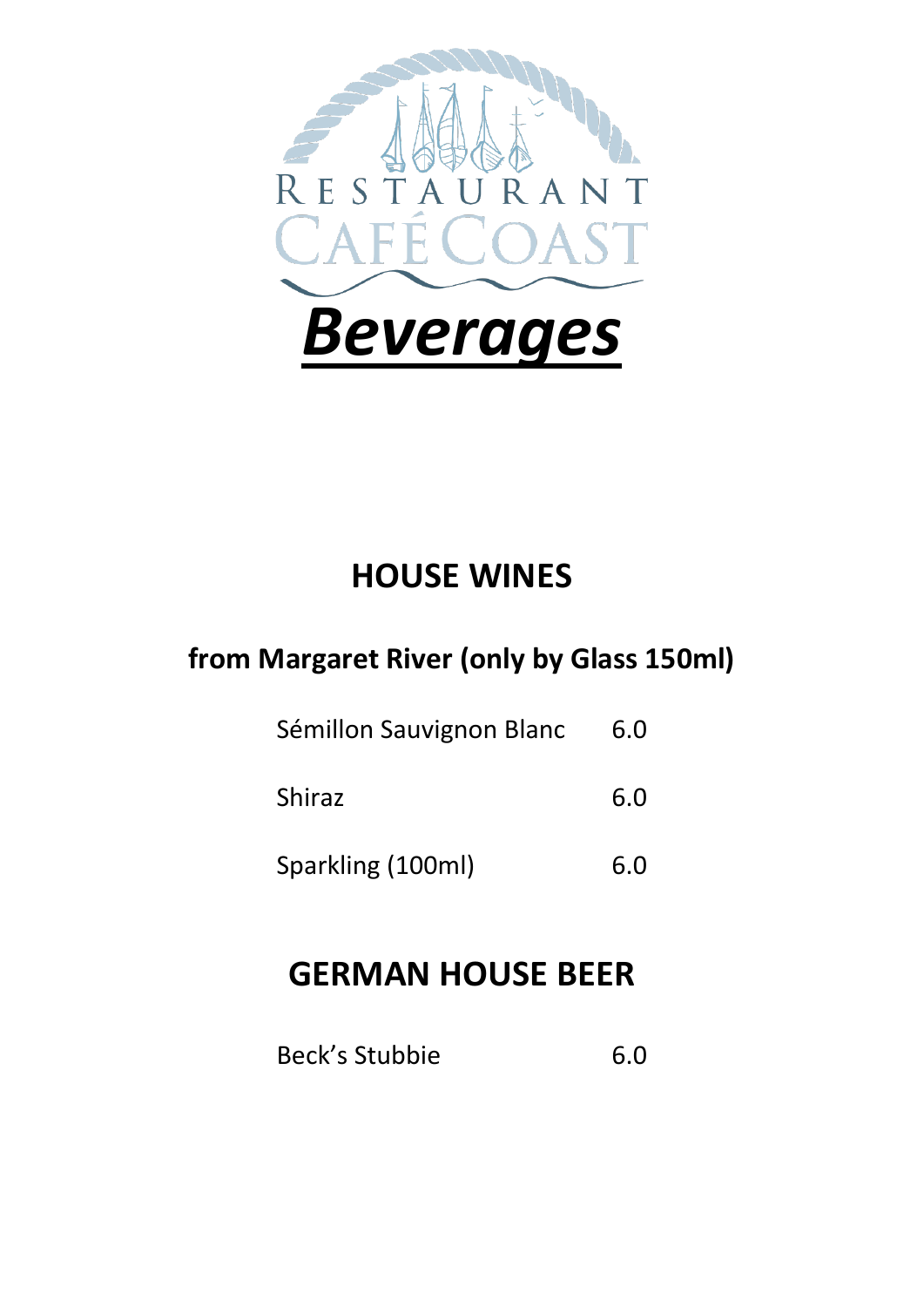RESTAURANT

CAFÉ COAST

# ***Beverages***

## HOUSE WINES

### from Margaret River (only by Glass 150ml)

| | |
|---|---|
| Sémillon Sauvignon Blanc | 6.0 |
| Shiraz | 6.0 |
| Sparkling (100ml) | 6.0 |

## GERMAN HOUSE BEER

| | |
|---|---|
| Beck's Stubbie | 6.0 |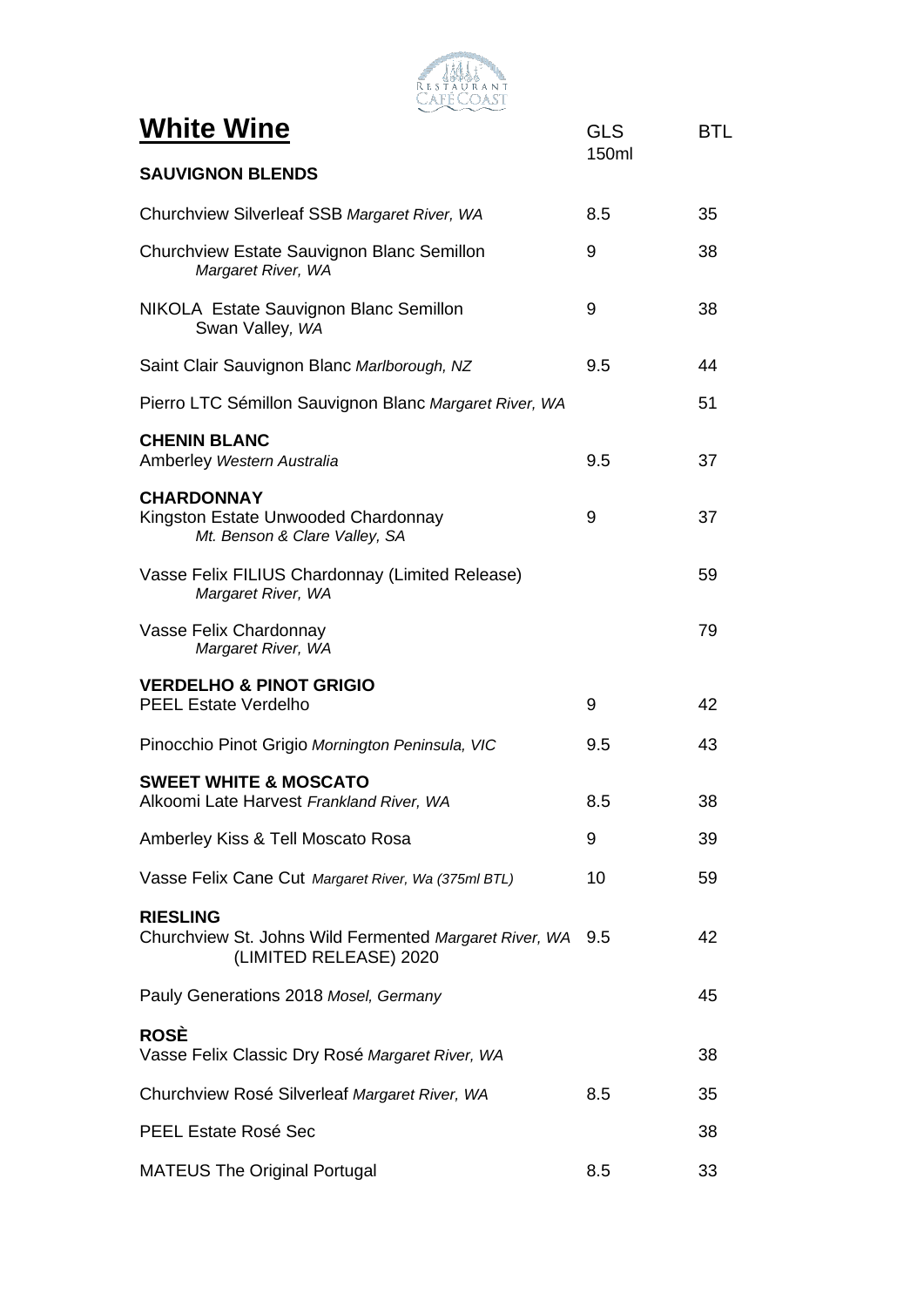# White Wine

| | GLS 150ml | BTL |
|---|---|---|
| **SAUVIGNON BLENDS** | | |
| Churchview Silverleaf SSB *Margaret River, WA* | 8.5 | 35 |
| Churchview Estate Sauvignon Blanc Semillon *Margaret River, WA* | 9 | 38 |
| NIKOLA Estate Sauvignon Blanc Semillon Swan Valley, *WA* | 9 | 38 |
| Saint Clair Sauvignon Blanc *Marlborough, NZ* | 9.5 | 44 |
| Pierro LTC Sémillon Sauvignon Blanc *Margaret River, WA* | | 51 |
| **CHENIN BLANC** | | |
| Amberley *Western Australia* | 9.5 | 37 |
| **CHARDONNAY** | | |
| Kingston Estate Unwooded Chardonnay *Mt. Benson & Clare Valley, SA* | 9 | 37 |
| Vasse Felix FILIUS Chardonnay (Limited Release) *Margaret River, WA* | | 59 |
| Vasse Felix Chardonnay *Margaret River, WA* | | 79 |
| **VERDELHO & PINOT GRIGIO** | | |
| PEEL Estate Verdelho | 9 | 42 |
| Pinocchio Pinot Grigio *Mornington Peninsula, VIC* | 9.5 | 43 |
| **SWEET WHITE & MOSCATO** | | |
| Alkoomi Late Harvest *Frankland River, WA* | 8.5 | 38 |
| Amberley Kiss & Tell Moscato Rosa | 9 | 39 |
| Vasse Felix Cane Cut *Margaret River, Wa (375ml BTL)* | 10 | 59 |
| **RIESLING** | | |
| Churchview St. Johns Wild Fermented *Margaret River, WA* (LIMITED RELEASE) 2020 | 9.5 | 42 |
| Pauly Generations 2018 *Mosel, Germany* | | 45 |
| **ROSÈ** | | |
| Vasse Felix Classic Dry Rosé *Margaret River, WA* | | 38 |
| Churchview Rosé Silverleaf *Margaret River, WA* | 8.5 | 35 |
| PEEL Estate Rosé Sec | | 38 |
| MATEUS The Original Portugal | 8.5 | 33 |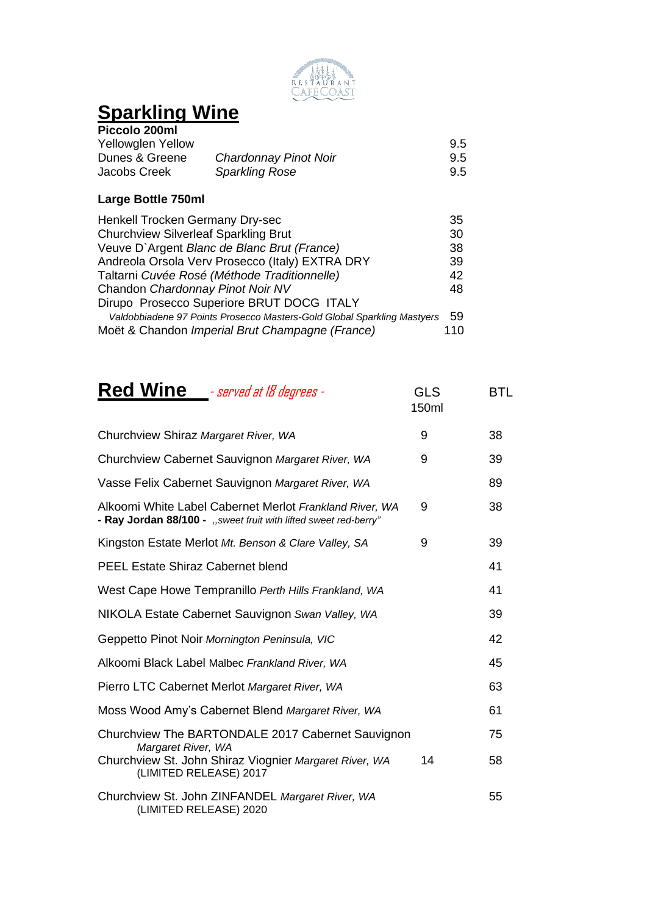RESTAURANT CAFE COAST

# Sparkling Wine

**Piccolo 200ml**

| | | |
|---|---|---|
| Yellowglen Yellow | | 9.5 |
| Dunes & Greene | *Chardonnay Pinot Noir* | 9.5 |
| Jacobs Creek | *Sparkling Rose* | 9.5 |

**Large Bottle 750ml**

| | |
|---|---|
| Henkell Trocken Germany Dry-sec | 35 |
| Churchview Silverleaf Sparkling Brut | 30 |
| Veuve D`Argent *Blanc de Blanc Brut (France)* | 38 |
| Andreola Orsola Verv Prosecco (Italy) EXTRA DRY | 39 |
| Taltarni *Cuvée Rosé (Méthode Traditionnelle)* | 42 |
| Chandon *Chardonnay Pinot Noir NV* | 48 |
| Dirupo Prosecco Superiore BRUT DOCG ITALY *Valdobbiadene 97 Points Prosecco Masters-Gold Global Sparkling Mastyers* | 59 |
| Moët & Chandon *Imperial Brut Champagne (France)* | 110 |

# Red Wine *- served at 18 degrees -*

| | GLS 150ml | BTL |
|---|---|---|
| Churchview Shiraz *Margaret River, WA* | 9 | 38 |
| Churchview Cabernet Sauvignon *Margaret River, WA* | 9 | 39 |
| Vasse Felix Cabernet Sauvignon *Margaret River, WA* | | 89 |
| Alkoomi White Label Cabernet Merlot *Frankland River, WA* **- Ray Jordan 88/100 -** *,,sweet fruit with lifted sweet red-berry"* | 9 | 38 |
| Kingston Estate Merlot *Mt. Benson & Clare Valley, SA* | 9 | 39 |
| PEEL Estate Shiraz Cabernet blend | | 41 |
| West Cape Howe Tempranillo *Perth Hills Frankland, WA* | | 41 |
| NIKOLA Estate Cabernet Sauvignon *Swan Valley, WA* | | 39 |
| Geppetto Pinot Noir *Mornington Peninsula, VIC* | | 42 |
| Alkoomi Black Label Malbec *Frankland River, WA* | | 45 |
| Pierro LTC Cabernet Merlot *Margaret River, WA* | | 63 |
| Moss Wood Amy's Cabernet Blend *Margaret River, WA* | | 61 |
| Churchview The BARTONDALE 2017 Cabernet Sauvignon *Margaret River, WA* | | 75 |
| Churchview St. John Shiraz Viognier *Margaret River, WA* (LIMITED RELEASE) 2017 | 14 | 58 |
| Churchview St. John ZINFANDEL *Margaret River, WA* (LIMITED RELEASE) 2020 | | 55 |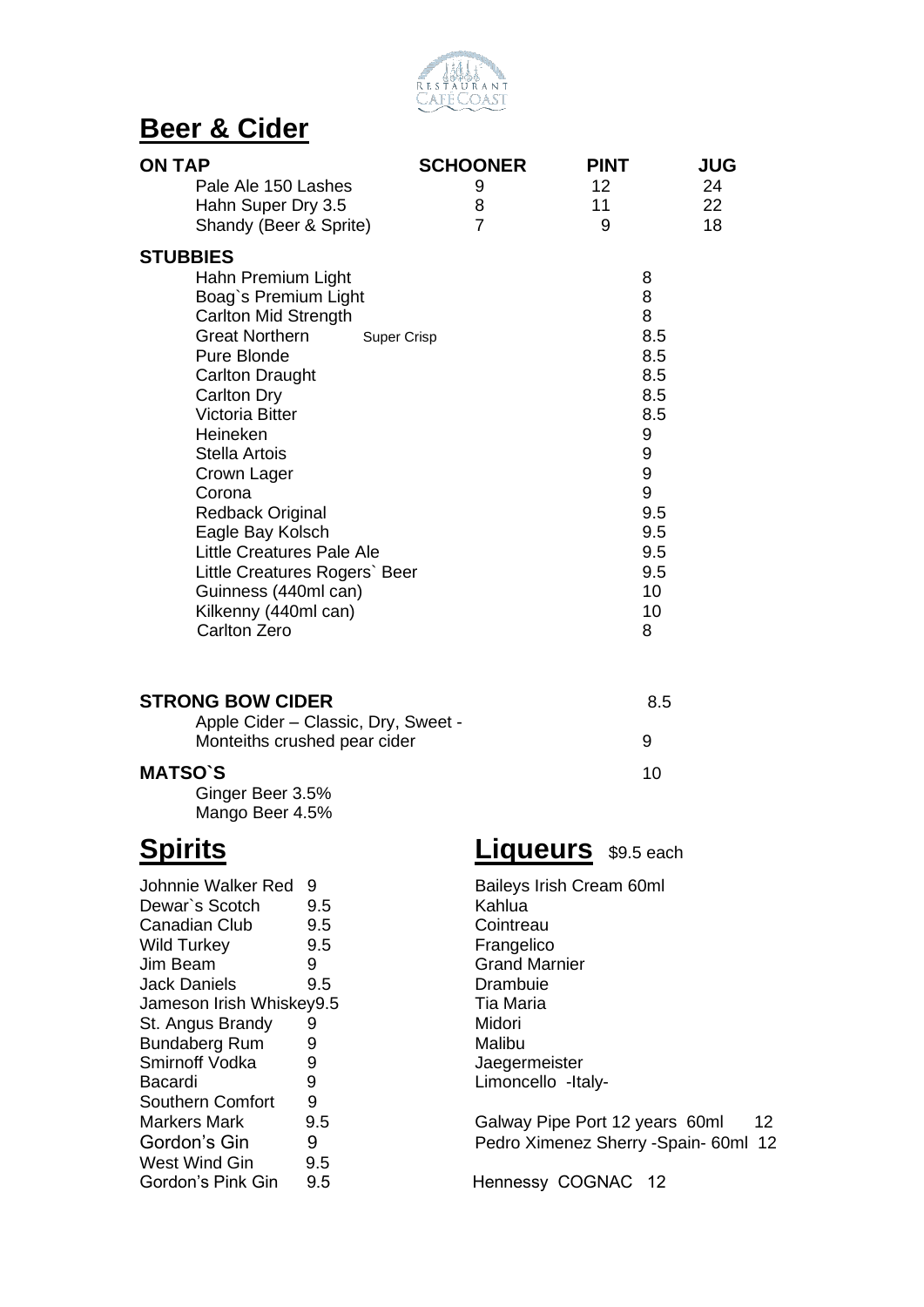RESTAURANT CAFE COAST

# Beer & Cider

| ON TAP | SCHOONER | PINT | JUG |
|---|---|---|---|
| Pale Ale 150 Lashes | 9 | 12 | 24 |
| Hahn Super Dry 3.5 | 8 | 11 | 22 |
| Shandy (Beer & Sprite) | 7 | 9 | 18 |

**STUBBIES**

| | |
|---|---|
| Hahn Premium Light | 8 |
| Boag`s Premium Light | 8 |
| Carlton Mid Strength | 8 |
| Great Northern Super Crisp | 8.5 |
| Pure Blonde | 8.5 |
| Carlton Draught | 8.5 |
| Carlton Dry | 8.5 |
| Victoria Bitter | 8.5 |
| Heineken | 9 |
| Stella Artois | 9 |
| Crown Lager | 9 |
| Corona | 9 |
| Redback Original | 9.5 |
| Eagle Bay Kolsch | 9.5 |
| Little Creatures Pale Ale | 9.5 |
| Little Creatures Rogers` Beer | 9.5 |
| Guinness (440ml can) | 10 |
| Kilkenny (440ml can) | 10 |
| Carlton Zero | 8 |

**STRONG BOW CIDER** 8.5

Apple Cider – Classic, Dry, Sweet -

Monteiths crushed pear cider 9

**MATSO`S** 10

Ginger Beer 3.5%

Mango Beer 4.5%

# Spirits

| | |
|---|---|
| Johnnie Walker Red | 9 |
| Dewar`s Scotch | 9.5 |
| Canadian Club | 9.5 |
| Wild Turkey | 9.5 |
| Jim Beam | 9 |
| Jack Daniels | 9.5 |
| Jameson Irish Whiskey | 9.5 |
| St. Angus Brandy | 9 |
| Bundaberg Rum | 9 |
| Smirnoff Vodka | 9 |
| Bacardi | 9 |
| Southern Comfort | 9 |
| Markers Mark | 9.5 |
| Gordon's Gin | 9 |
| West Wind Gin | 9.5 |
| Gordon's Pink Gin | 9.5 |

# Liqueurs $9.5 each

- Baileys Irish Cream 60ml
- Kahlua
- Cointreau
- Frangelico
- Grand Marnier
- Drambuie
- Tia Maria
- Midori
- Malibu
- Jaegermeister
- Limoncello -Italy-

Galway Pipe Port 12 years 60ml 12

Pedro Ximenez Sherry -Spain- 60ml 12

Hennessy COGNAC 12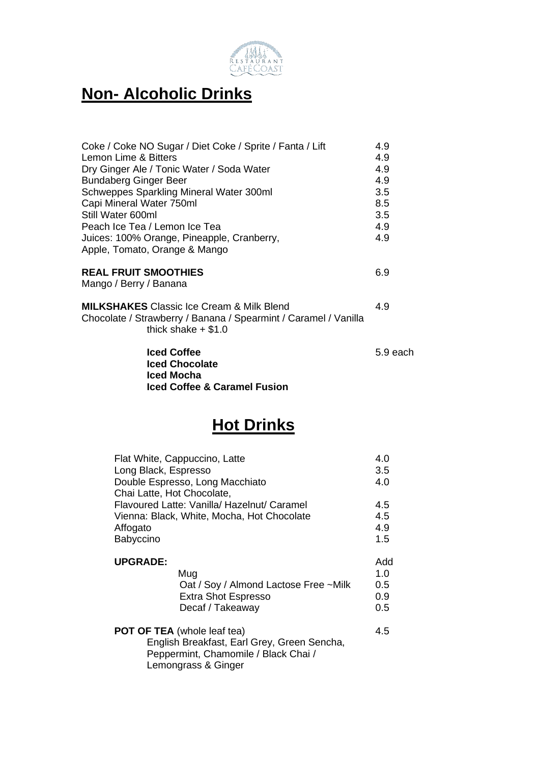## Non- Alcoholic Drinks

| | |
|---|---|
| Coke / Coke NO Sugar / Diet Coke / Sprite / Fanta / Lift | 4.9 |
| Lemon Lime & Bitters | 4.9 |
| Dry Ginger Ale / Tonic Water / Soda Water | 4.9 |
| Bundaberg Ginger Beer | 4.9 |
| Schweppes Sparkling Mineral Water 300ml | 3.5 |
| Capi Mineral Water 750ml | 8.5 |
| Still Water 600ml | 3.5 |
| Peach Ice Tea / Lemon Ice Tea | 4.9 |
| Juices: 100% Orange, Pineapple, Cranberry, Apple, Tomato, Orange & Mango | 4.9 |

**REAL FRUIT SMOOTHIES** 6.9
Mango / Berry / Banana

**MILKSHAKES** Classic Ice Cream & Milk Blend 4.9
Chocolate / Strawberry / Banana / Spearmint / Caramel / Vanilla
thick shake + $1.0

**Iced Coffee**
**Iced Chocolate**
**Iced Mocha**
**Iced Coffee & Caramel Fusion**
5.9 each

## Hot Drinks

| | |
|---|---|
| Flat White, Cappuccino, Latte | 4.0 |
| Long Black, Espresso | 3.5 |
| Double Espresso, Long Macchiato | 4.0 |
| Chai Latte, Hot Chocolate, Flavoured Latte: Vanilla/ Hazelnut/ Caramel | 4.5 |
| Vienna: Black, White, Mocha, Hot Chocolate | 4.5 |
| Affogato | 4.9 |
| Babyccino | 1.5 |

**UPGRADE:** Add

| | |
|---|---|
| Mug | 1.0 |
| Oat / Soy / Almond Lactose Free ~Milk | 0.5 |
| Extra Shot Espresso | 0.9 |
| Decaf / Takeaway | 0.5 |

**POT OF TEA** (whole leaf tea) 4.5
English Breakfast, Earl Grey, Green Sencha, Peppermint, Chamomile / Black Chai / Lemongrass & Ginger